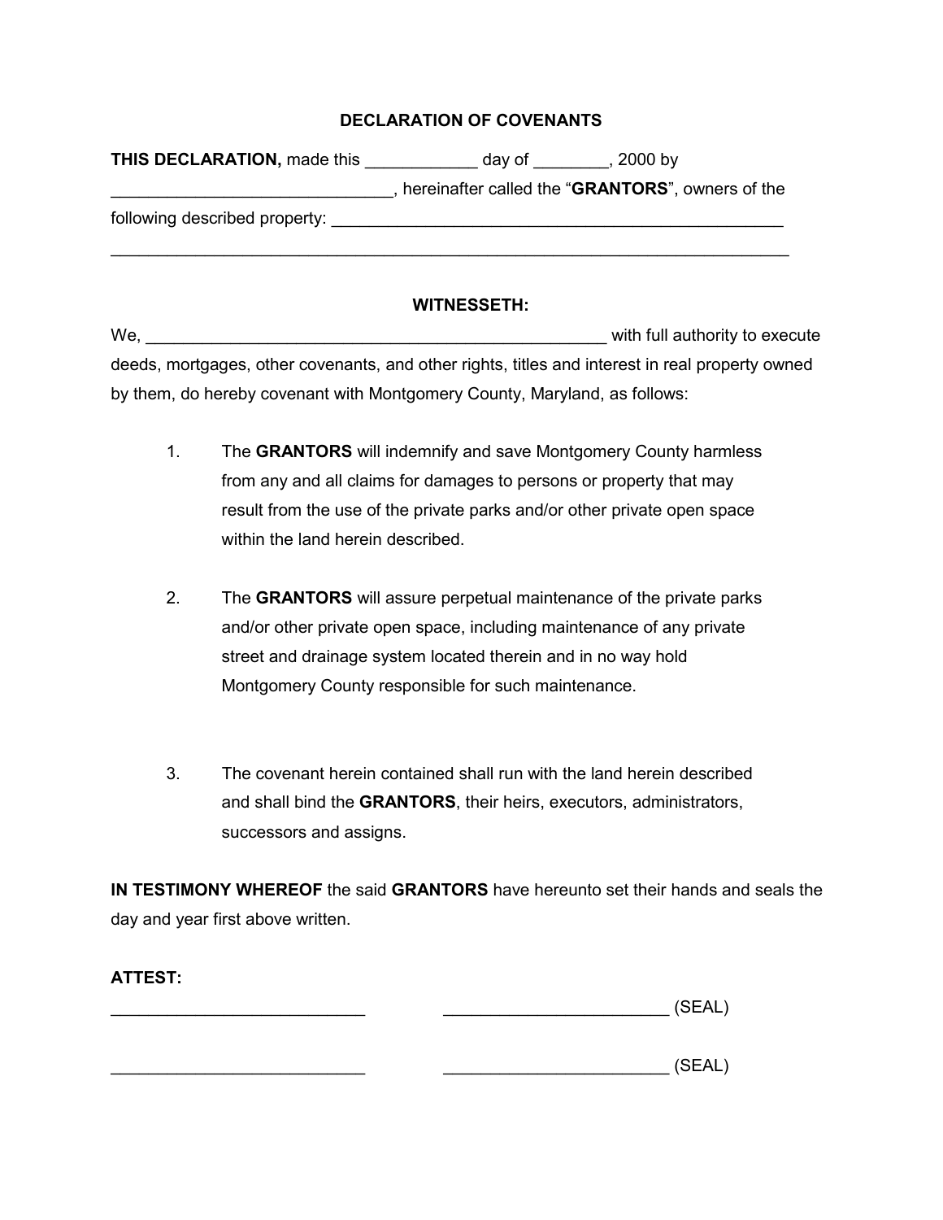# DECLARATION OF COVENANTS

**THIS DECLARATION,** made this ____________ day of ________, 2000 by ______________________________, hereinafter called the "**GRANTORS**", owners of the following described property: __________________________________________________
___________________________________________________________________________

**WITNESSETH:**

We, __________________________________________________ with full authority to execute deeds, mortgages, other covenants, and other rights, titles and interest in real property owned by them, do hereby covenant with Montgomery County, Maryland, as follows:

1. The **GRANTORS** will indemnify and save Montgomery County harmless from any and all claims for damages to persons or property that may result from the use of the private parks and/or other private open space within the land herein described.

2. The **GRANTORS** will assure perpetual maintenance of the private parks and/or other private open space, including maintenance of any private street and drainage system located therein and in no way hold Montgomery County responsible for such maintenance.

3. The covenant herein contained shall run with the land herein described and shall bind the **GRANTORS**, their heirs, executors, administrators, successors and assigns.

**IN TESTIMONY WHEREOF** the said **GRANTORS** have hereunto set their hands and seals the day and year first above written.

**ATTEST:**

____________________________ ________________________ (SEAL)

____________________________ ________________________ (SEAL)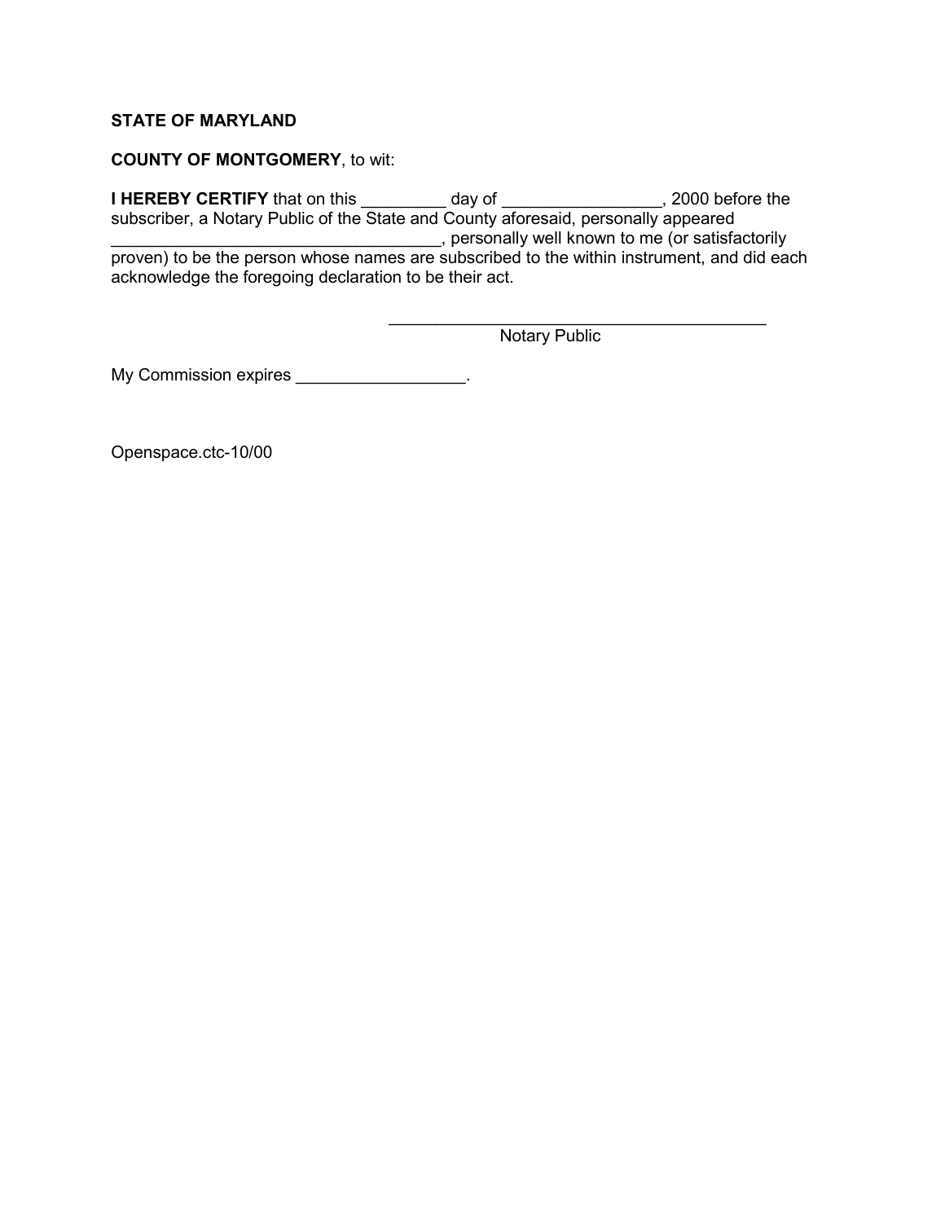**STATE OF MARYLAND**

**COUNTY OF MONTGOMERY**, to wit:

**I HEREBY CERTIFY** that on this _________ day of _________________, 2000 before the subscriber, a Notary Public of the State and County aforesaid, personally appeared ___________________________________, personally well known to me (or satisfactorily proven) to be the person whose names are subscribed to the within instrument, and did each acknowledge the foregoing declaration to be their act.

__________________________________________
Notary Public

My Commission expires __________________.

Openspace.ctc-10/00